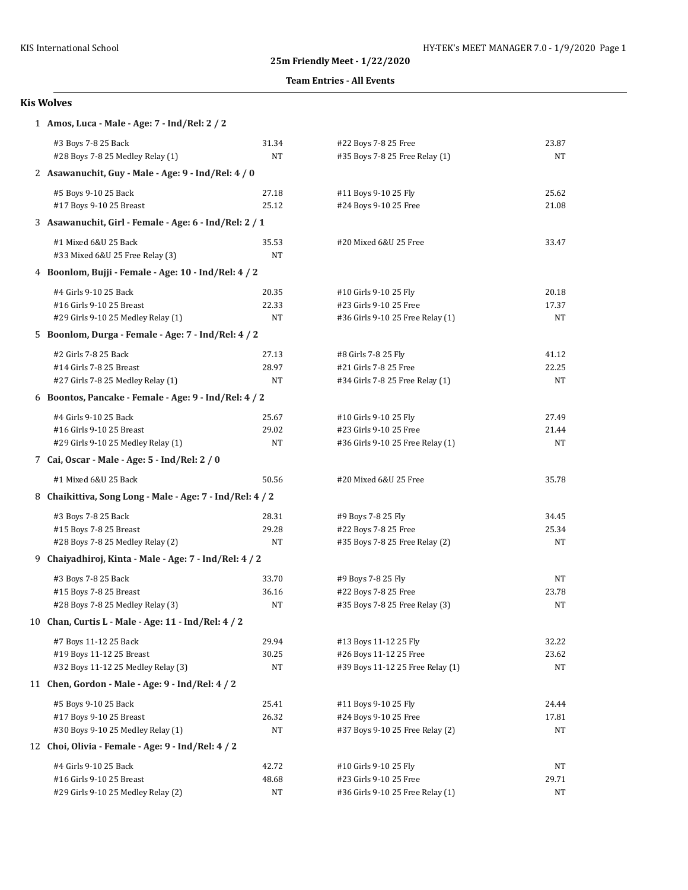# 25m Friendly Meet - 1/22/2020

## Team Entries - All Events

### Kis Wolves

**1 Amos, Luca - Male - Age: 7 - Ind/Rel: 2 / 2**

| Event | Time | Event | Time |
|---|---|---|---|
| #3 Boys 7-8 25 Back | 31.34 | #22 Boys 7-8 25 Free | 23.87 |
| #28 Boys 7-8 25 Medley Relay (1) | NT | #35 Boys 7-8 25 Free Relay (1) | NT |

**2 Asawanuchit, Guy - Male - Age: 9 - Ind/Rel: 4 / 0**

| Event | Time | Event | Time |
|---|---|---|---|
| #5 Boys 9-10 25 Back | 27.18 | #11 Boys 9-10 25 Fly | 25.62 |
| #17 Boys 9-10 25 Breast | 25.12 | #24 Boys 9-10 25 Free | 21.08 |

**3 Asawanuchit, Girl - Female - Age: 6 - Ind/Rel: 2 / 1**

| Event | Time | Event | Time |
|---|---|---|---|
| #1 Mixed 6&U 25 Back | 35.53 | #20 Mixed 6&U 25 Free | 33.47 |
| #33 Mixed 6&U 25 Free Relay (3) | NT | | |

**4 Boonlom, Bujji - Female - Age: 10 - Ind/Rel: 4 / 2**

| Event | Time | Event | Time |
|---|---|---|---|
| #4 Girls 9-10 25 Back | 20.35 | #10 Girls 9-10 25 Fly | 20.18 |
| #16 Girls 9-10 25 Breast | 22.33 | #23 Girls 9-10 25 Free | 17.37 |
| #29 Girls 9-10 25 Medley Relay (1) | NT | #36 Girls 9-10 25 Free Relay (1) | NT |

**5 Boonlom, Durga - Female - Age: 7 - Ind/Rel: 4 / 2**

| Event | Time | Event | Time |
|---|---|---|---|
| #2 Girls 7-8 25 Back | 27.13 | #8 Girls 7-8 25 Fly | 41.12 |
| #14 Girls 7-8 25 Breast | 28.97 | #21 Girls 7-8 25 Free | 22.25 |
| #27 Girls 7-8 25 Medley Relay (1) | NT | #34 Girls 7-8 25 Free Relay (1) | NT |

**6 Boontos, Pancake - Female - Age: 9 - Ind/Rel: 4 / 2**

| Event | Time | Event | Time |
|---|---|---|---|
| #4 Girls 9-10 25 Back | 25.67 | #10 Girls 9-10 25 Fly | 27.49 |
| #16 Girls 9-10 25 Breast | 29.02 | #23 Girls 9-10 25 Free | 21.44 |
| #29 Girls 9-10 25 Medley Relay (1) | NT | #36 Girls 9-10 25 Free Relay (1) | NT |

**7 Cai, Oscar - Male - Age: 5 - Ind/Rel: 2 / 0**

| Event | Time | Event | Time |
|---|---|---|---|
| #1 Mixed 6&U 25 Back | 50.56 | #20 Mixed 6&U 25 Free | 35.78 |

**8 Chaikittiva, Song Long - Male - Age: 7 - Ind/Rel: 4 / 2**

| Event | Time | Event | Time |
|---|---|---|---|
| #3 Boys 7-8 25 Back | 28.31 | #9 Boys 7-8 25 Fly | 34.45 |
| #15 Boys 7-8 25 Breast | 29.28 | #22 Boys 7-8 25 Free | 25.34 |
| #28 Boys 7-8 25 Medley Relay (2) | NT | #35 Boys 7-8 25 Free Relay (2) | NT |

**9 Chaiyadhiroj, Kinta - Male - Age: 7 - Ind/Rel: 4 / 2**

| Event | Time | Event | Time |
|---|---|---|---|
| #3 Boys 7-8 25 Back | 33.70 | #9 Boys 7-8 25 Fly | NT |
| #15 Boys 7-8 25 Breast | 36.16 | #22 Boys 7-8 25 Free | 23.78 |
| #28 Boys 7-8 25 Medley Relay (3) | NT | #35 Boys 7-8 25 Free Relay (3) | NT |

**10 Chan, Curtis L - Male - Age: 11 - Ind/Rel: 4 / 2**

| Event | Time | Event | Time |
|---|---|---|---|
| #7 Boys 11-12 25 Back | 29.94 | #13 Boys 11-12 25 Fly | 32.22 |
| #19 Boys 11-12 25 Breast | 30.25 | #26 Boys 11-12 25 Free | 23.62 |
| #32 Boys 11-12 25 Medley Relay (3) | NT | #39 Boys 11-12 25 Free Relay (1) | NT |

**11 Chen, Gordon - Male - Age: 9 - Ind/Rel: 4 / 2**

| Event | Time | Event | Time |
|---|---|---|---|
| #5 Boys 9-10 25 Back | 25.41 | #11 Boys 9-10 25 Fly | 24.44 |
| #17 Boys 9-10 25 Breast | 26.32 | #24 Boys 9-10 25 Free | 17.81 |
| #30 Boys 9-10 25 Medley Relay (1) | NT | #37 Boys 9-10 25 Free Relay (2) | NT |

**12 Choi, Olivia - Female - Age: 9 - Ind/Rel: 4 / 2**

| Event | Time | Event | Time |
|---|---|---|---|
| #4 Girls 9-10 25 Back | 42.72 | #10 Girls 9-10 25 Fly | NT |
| #16 Girls 9-10 25 Breast | 48.68 | #23 Girls 9-10 25 Free | 29.71 |
| #29 Girls 9-10 25 Medley Relay (2) | NT | #36 Girls 9-10 25 Free Relay (1) | NT |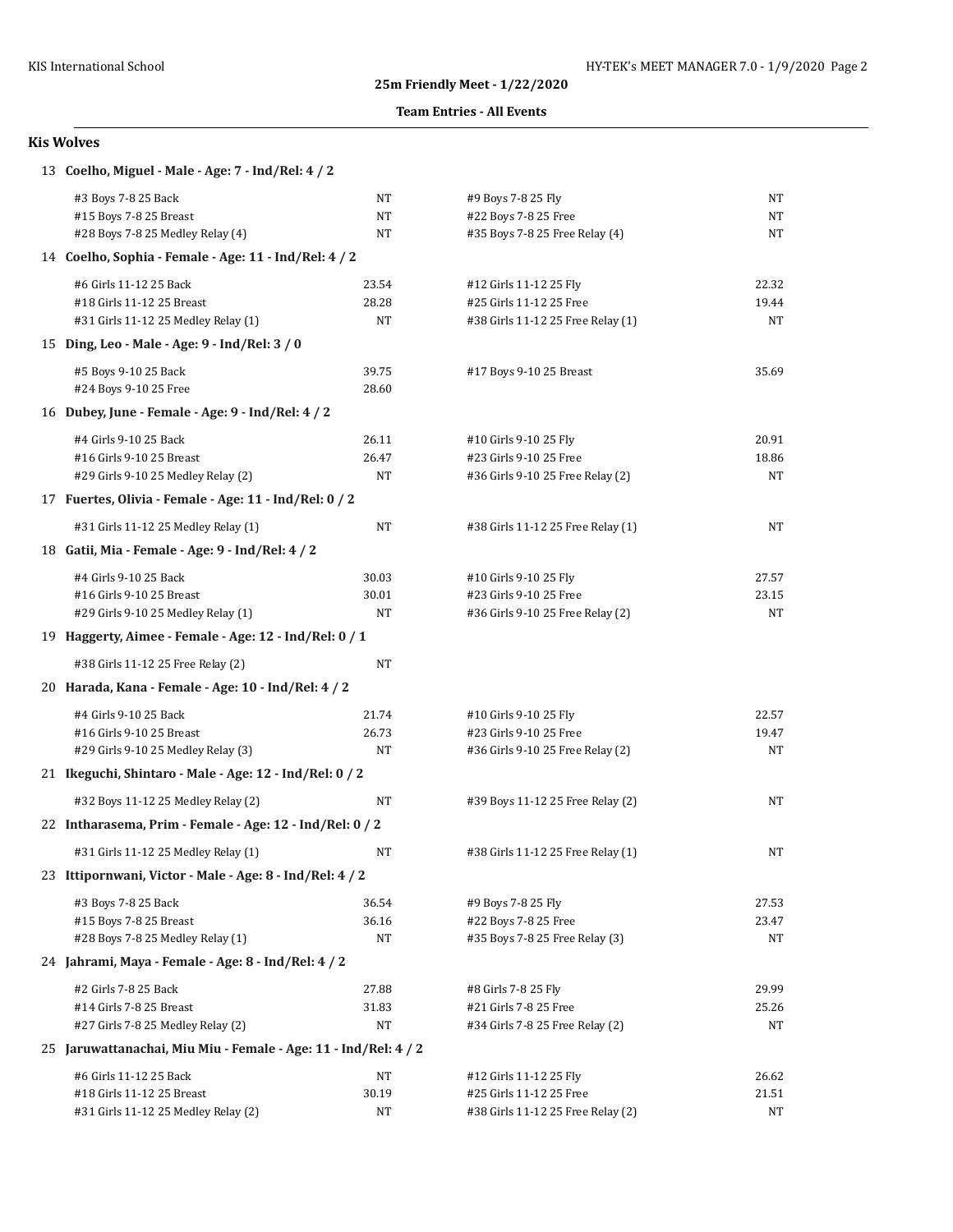**25m Friendly Meet - 1/22/2020**

**Team Entries - All Events**

## Kis Wolves

**13 Coelho, Miguel - Male - Age: 7 - Ind/Rel: 4 / 2**

| Event | Time | Event | Time |
|---|---|---|---|
| #3 Boys 7-8 25 Back | NT | #9 Boys 7-8 25 Fly | NT |
| #15 Boys 7-8 25 Breast | NT | #22 Boys 7-8 25 Free | NT |
| #28 Boys 7-8 25 Medley Relay (4) | NT | #35 Boys 7-8 25 Free Relay (4) | NT |

**14 Coelho, Sophia - Female - Age: 11 - Ind/Rel: 4 / 2**

| Event | Time | Event | Time |
|---|---|---|---|
| #6 Girls 11-12 25 Back | 23.54 | #12 Girls 11-12 25 Fly | 22.32 |
| #18 Girls 11-12 25 Breast | 28.28 | #25 Girls 11-12 25 Free | 19.44 |
| #31 Girls 11-12 25 Medley Relay (1) | NT | #38 Girls 11-12 25 Free Relay (1) | NT |

**15 Ding, Leo - Male - Age: 9 - Ind/Rel: 3 / 0**

| Event | Time | Event | Time |
|---|---|---|---|
| #5 Boys 9-10 25 Back | 39.75 | #17 Boys 9-10 25 Breast | 35.69 |
| #24 Boys 9-10 25 Free | 28.60 | | |

**16 Dubey, June - Female - Age: 9 - Ind/Rel: 4 / 2**

| Event | Time | Event | Time |
|---|---|---|---|
| #4 Girls 9-10 25 Back | 26.11 | #10 Girls 9-10 25 Fly | 20.91 |
| #16 Girls 9-10 25 Breast | 26.47 | #23 Girls 9-10 25 Free | 18.86 |
| #29 Girls 9-10 25 Medley Relay (2) | NT | #36 Girls 9-10 25 Free Relay (2) | NT |

**17 Fuertes, Olivia - Female - Age: 11 - Ind/Rel: 0 / 2**

| Event | Time | Event | Time |
|---|---|---|---|
| #31 Girls 11-12 25 Medley Relay (1) | NT | #38 Girls 11-12 25 Free Relay (1) | NT |

**18 Gatii, Mia - Female - Age: 9 - Ind/Rel: 4 / 2**

| Event | Time | Event | Time |
|---|---|---|---|
| #4 Girls 9-10 25 Back | 30.03 | #10 Girls 9-10 25 Fly | 27.57 |
| #16 Girls 9-10 25 Breast | 30.01 | #23 Girls 9-10 25 Free | 23.15 |
| #29 Girls 9-10 25 Medley Relay (1) | NT | #36 Girls 9-10 25 Free Relay (2) | NT |

**19 Haggerty, Aimee - Female - Age: 12 - Ind/Rel: 0 / 1**

| Event | Time | Event | Time |
|---|---|---|---|
| #38 Girls 11-12 25 Free Relay (2) | NT | | |

**20 Harada, Kana - Female - Age: 10 - Ind/Rel: 4 / 2**

| Event | Time | Event | Time |
|---|---|---|---|
| #4 Girls 9-10 25 Back | 21.74 | #10 Girls 9-10 25 Fly | 22.57 |
| #16 Girls 9-10 25 Breast | 26.73 | #23 Girls 9-10 25 Free | 19.47 |
| #29 Girls 9-10 25 Medley Relay (3) | NT | #36 Girls 9-10 25 Free Relay (2) | NT |

**21 Ikeguchi, Shintaro - Male - Age: 12 - Ind/Rel: 0 / 2**

| Event | Time | Event | Time |
|---|---|---|---|
| #32 Boys 11-12 25 Medley Relay (2) | NT | #39 Boys 11-12 25 Free Relay (2) | NT |

**22 Intharasema, Prim - Female - Age: 12 - Ind/Rel: 0 / 2**

| Event | Time | Event | Time |
|---|---|---|---|
| #31 Girls 11-12 25 Medley Relay (1) | NT | #38 Girls 11-12 25 Free Relay (1) | NT |

**23 Ittipornwani, Victor - Male - Age: 8 - Ind/Rel: 4 / 2**

| Event | Time | Event | Time |
|---|---|---|---|
| #3 Boys 7-8 25 Back | 36.54 | #9 Boys 7-8 25 Fly | 27.53 |
| #15 Boys 7-8 25 Breast | 36.16 | #22 Boys 7-8 25 Free | 23.47 |
| #28 Boys 7-8 25 Medley Relay (1) | NT | #35 Boys 7-8 25 Free Relay (3) | NT |

**24 Jahrami, Maya - Female - Age: 8 - Ind/Rel: 4 / 2**

| Event | Time | Event | Time |
|---|---|---|---|
| #2 Girls 7-8 25 Back | 27.88 | #8 Girls 7-8 25 Fly | 29.99 |
| #14 Girls 7-8 25 Breast | 31.83 | #21 Girls 7-8 25 Free | 25.26 |
| #27 Girls 7-8 25 Medley Relay (2) | NT | #34 Girls 7-8 25 Free Relay (2) | NT |

**25 Jaruwattanachai, Miu Miu - Female - Age: 11 - Ind/Rel: 4 / 2**

| Event | Time | Event | Time |
|---|---|---|---|
| #6 Girls 11-12 25 Back | NT | #12 Girls 11-12 25 Fly | 26.62 |
| #18 Girls 11-12 25 Breast | 30.19 | #25 Girls 11-12 25 Free | 21.51 |
| #31 Girls 11-12 25 Medley Relay (2) | NT | #38 Girls 11-12 25 Free Relay (2) | NT |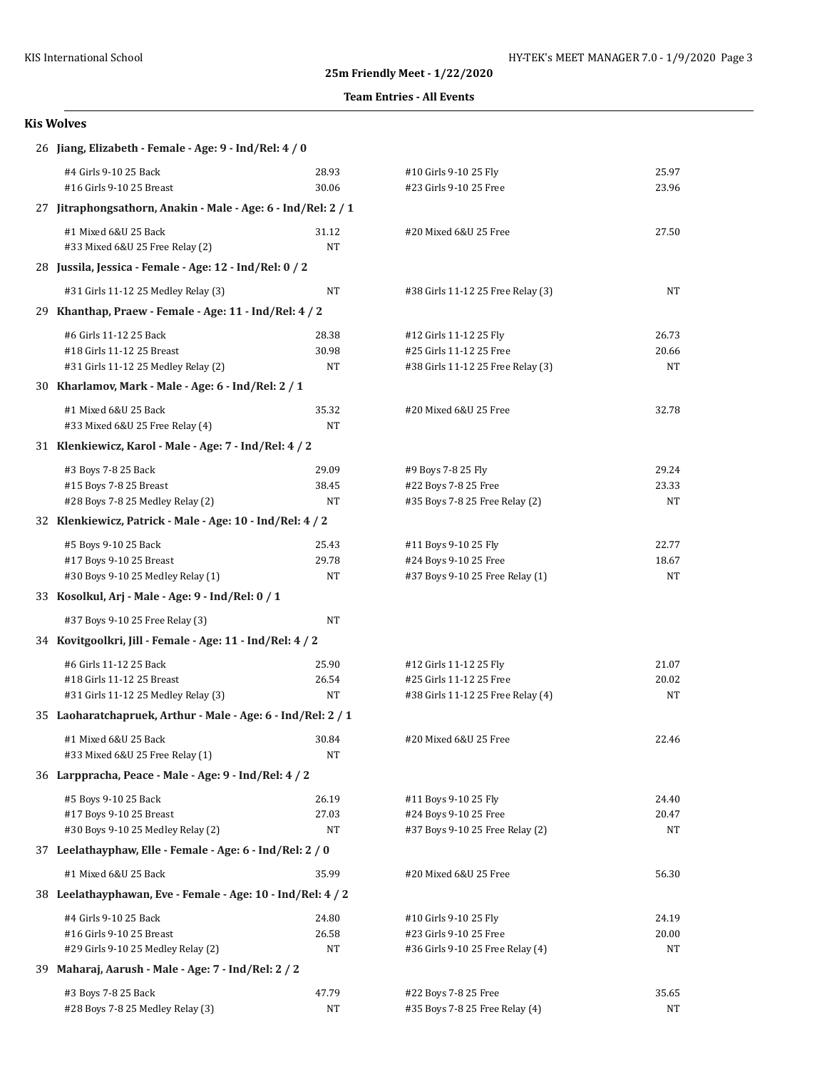**25m Friendly Meet - 1/22/2020**

**Team Entries - All Events**

## Kis Wolves

### 26 Jiang, Elizabeth - Female - Age: 9 - Ind/Rel: 4 / 0

| Event | Time | Event | Time |
|---|---|---|---|
| #4 Girls 9-10 25 Back | 28.93 | #10 Girls 9-10 25 Fly | 25.97 |
| #16 Girls 9-10 25 Breast | 30.06 | #23 Girls 9-10 25 Free | 23.96 |

### 27 Jitraphongsathorn, Anakin - Male - Age: 6 - Ind/Rel: 2 / 1

| Event | Time | Event | Time |
|---|---|---|---|
| #1 Mixed 6&U 25 Back | 31.12 | #20 Mixed 6&U 25 Free | 27.50 |
| #33 Mixed 6&U 25 Free Relay (2) | NT | | |

### 28 Jussila, Jessica - Female - Age: 12 - Ind/Rel: 0 / 2

| Event | Time | Event | Time |
|---|---|---|---|
| #31 Girls 11-12 25 Medley Relay (3) | NT | #38 Girls 11-12 25 Free Relay (3) | NT |

### 29 Khanthap, Praew - Female - Age: 11 - Ind/Rel: 4 / 2

| Event | Time | Event | Time |
|---|---|---|---|
| #6 Girls 11-12 25 Back | 28.38 | #12 Girls 11-12 25 Fly | 26.73 |
| #18 Girls 11-12 25 Breast | 30.98 | #25 Girls 11-12 25 Free | 20.66 |
| #31 Girls 11-12 25 Medley Relay (2) | NT | #38 Girls 11-12 25 Free Relay (3) | NT |

### 30 Kharlamov, Mark - Male - Age: 6 - Ind/Rel: 2 / 1

| Event | Time | Event | Time |
|---|---|---|---|
| #1 Mixed 6&U 25 Back | 35.32 | #20 Mixed 6&U 25 Free | 32.78 |
| #33 Mixed 6&U 25 Free Relay (4) | NT | | |

### 31 Klenkiewicz, Karol - Male - Age: 7 - Ind/Rel: 4 / 2

| Event | Time | Event | Time |
|---|---|---|---|
| #3 Boys 7-8 25 Back | 29.09 | #9 Boys 7-8 25 Fly | 29.24 |
| #15 Boys 7-8 25 Breast | 38.45 | #22 Boys 7-8 25 Free | 23.33 |
| #28 Boys 7-8 25 Medley Relay (2) | NT | #35 Boys 7-8 25 Free Relay (2) | NT |

### 32 Klenkiewicz, Patrick - Male - Age: 10 - Ind/Rel: 4 / 2

| Event | Time | Event | Time |
|---|---|---|---|
| #5 Boys 9-10 25 Back | 25.43 | #11 Boys 9-10 25 Fly | 22.77 |
| #17 Boys 9-10 25 Breast | 29.78 | #24 Boys 9-10 25 Free | 18.67 |
| #30 Boys 9-10 25 Medley Relay (1) | NT | #37 Boys 9-10 25 Free Relay (1) | NT |

### 33 Kosolkul, Arj - Male - Age: 9 - Ind/Rel: 0 / 1

| Event | Time | Event | Time |
|---|---|---|---|
| #37 Boys 9-10 25 Free Relay (3) | NT | | |

### 34 Kovitgoolkri, Jill - Female - Age: 11 - Ind/Rel: 4 / 2

| Event | Time | Event | Time |
|---|---|---|---|
| #6 Girls 11-12 25 Back | 25.90 | #12 Girls 11-12 25 Fly | 21.07 |
| #18 Girls 11-12 25 Breast | 26.54 | #25 Girls 11-12 25 Free | 20.02 |
| #31 Girls 11-12 25 Medley Relay (3) | NT | #38 Girls 11-12 25 Free Relay (4) | NT |

### 35 Laoharatchapruek, Arthur - Male - Age: 6 - Ind/Rel: 2 / 1

| Event | Time | Event | Time |
|---|---|---|---|
| #1 Mixed 6&U 25 Back | 30.84 | #20 Mixed 6&U 25 Free | 22.46 |
| #33 Mixed 6&U 25 Free Relay (1) | NT | | |

### 36 Larppracha, Peace - Male - Age: 9 - Ind/Rel: 4 / 2

| Event | Time | Event | Time |
|---|---|---|---|
| #5 Boys 9-10 25 Back | 26.19 | #11 Boys 9-10 25 Fly | 24.40 |
| #17 Boys 9-10 25 Breast | 27.03 | #24 Boys 9-10 25 Free | 20.47 |
| #30 Boys 9-10 25 Medley Relay (2) | NT | #37 Boys 9-10 25 Free Relay (2) | NT |

### 37 Leelathayphaw, Elle - Female - Age: 6 - Ind/Rel: 2 / 0

| Event | Time | Event | Time |
|---|---|---|---|
| #1 Mixed 6&U 25 Back | 35.99 | #20 Mixed 6&U 25 Free | 56.30 |

### 38 Leelathayphawan, Eve - Female - Age: 10 - Ind/Rel: 4 / 2

| Event | Time | Event | Time |
|---|---|---|---|
| #4 Girls 9-10 25 Back | 24.80 | #10 Girls 9-10 25 Fly | 24.19 |
| #16 Girls 9-10 25 Breast | 26.58 | #23 Girls 9-10 25 Free | 20.00 |
| #29 Girls 9-10 25 Medley Relay (2) | NT | #36 Girls 9-10 25 Free Relay (4) | NT |

### 39 Maharaj, Aarush - Male - Age: 7 - Ind/Rel: 2 / 2

| Event | Time | Event | Time |
|---|---|---|---|
| #3 Boys 7-8 25 Back | 47.79 | #22 Boys 7-8 25 Free | 35.65 |
| #28 Boys 7-8 25 Medley Relay (3) | NT | #35 Boys 7-8 25 Free Relay (4) | NT |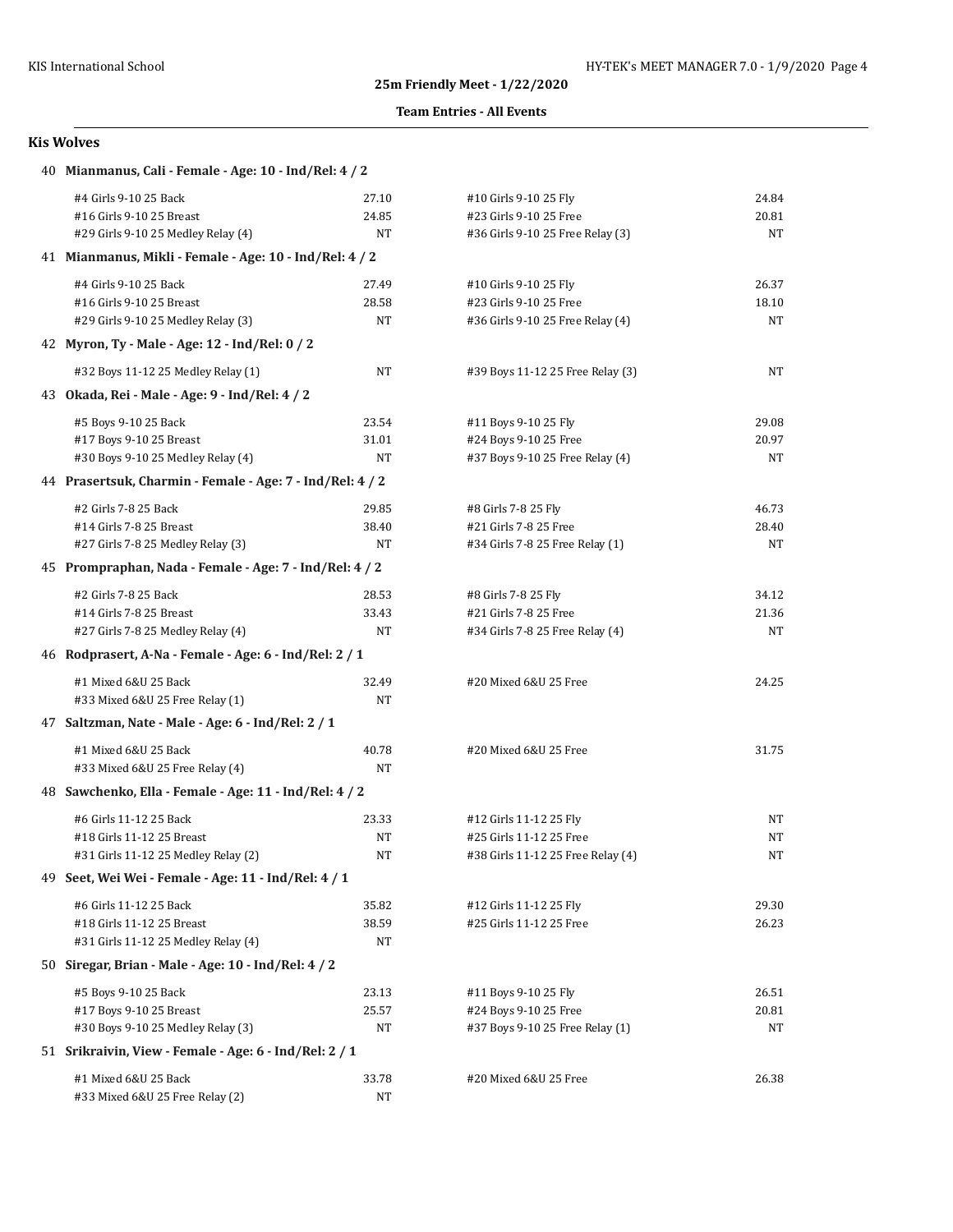**25m Friendly Meet - 1/22/2020**

**Team Entries - All Events**

## Kis Wolves

### 40 Mianmanus, Cali - Female - Age: 10 - Ind/Rel: 4 / 2

| Event | Time | Event | Time |
|---|---|---|---|
| #4 Girls 9-10 25 Back | 27.10 | #10 Girls 9-10 25 Fly | 24.84 |
| #16 Girls 9-10 25 Breast | 24.85 | #23 Girls 9-10 25 Free | 20.81 |
| #29 Girls 9-10 25 Medley Relay (4) | NT | #36 Girls 9-10 25 Free Relay (3) | NT |

### 41 Mianmanus, Mikli - Female - Age: 10 - Ind/Rel: 4 / 2

| Event | Time | Event | Time |
|---|---|---|---|
| #4 Girls 9-10 25 Back | 27.49 | #10 Girls 9-10 25 Fly | 26.37 |
| #16 Girls 9-10 25 Breast | 28.58 | #23 Girls 9-10 25 Free | 18.10 |
| #29 Girls 9-10 25 Medley Relay (3) | NT | #36 Girls 9-10 25 Free Relay (4) | NT |

### 42 Myron, Ty - Male - Age: 12 - Ind/Rel: 0 / 2

| Event | Time | Event | Time |
|---|---|---|---|
| #32 Boys 11-12 25 Medley Relay (1) | NT | #39 Boys 11-12 25 Free Relay (3) | NT |

### 43 Okada, Rei - Male - Age: 9 - Ind/Rel: 4 / 2

| Event | Time | Event | Time |
|---|---|---|---|
| #5 Boys 9-10 25 Back | 23.54 | #11 Boys 9-10 25 Fly | 29.08 |
| #17 Boys 9-10 25 Breast | 31.01 | #24 Boys 9-10 25 Free | 20.97 |
| #30 Boys 9-10 25 Medley Relay (4) | NT | #37 Boys 9-10 25 Free Relay (4) | NT |

### 44 Prasertsuk, Charmin - Female - Age: 7 - Ind/Rel: 4 / 2

| Event | Time | Event | Time |
|---|---|---|---|
| #2 Girls 7-8 25 Back | 29.85 | #8 Girls 7-8 25 Fly | 46.73 |
| #14 Girls 7-8 25 Breast | 38.40 | #21 Girls 7-8 25 Free | 28.40 |
| #27 Girls 7-8 25 Medley Relay (3) | NT | #34 Girls 7-8 25 Free Relay (1) | NT |

### 45 Prompraphan, Nada - Female - Age: 7 - Ind/Rel: 4 / 2

| Event | Time | Event | Time |
|---|---|---|---|
| #2 Girls 7-8 25 Back | 28.53 | #8 Girls 7-8 25 Fly | 34.12 |
| #14 Girls 7-8 25 Breast | 33.43 | #21 Girls 7-8 25 Free | 21.36 |
| #27 Girls 7-8 25 Medley Relay (4) | NT | #34 Girls 7-8 25 Free Relay (4) | NT |

### 46 Rodprasert, A-Na - Female - Age: 6 - Ind/Rel: 2 / 1

| Event | Time | Event | Time |
|---|---|---|---|
| #1 Mixed 6&U 25 Back | 32.49 | #20 Mixed 6&U 25 Free | 24.25 |
| #33 Mixed 6&U 25 Free Relay (1) | NT | | |

### 47 Saltzman, Nate - Male - Age: 6 - Ind/Rel: 2 / 1

| Event | Time | Event | Time |
|---|---|---|---|
| #1 Mixed 6&U 25 Back | 40.78 | #20 Mixed 6&U 25 Free | 31.75 |
| #33 Mixed 6&U 25 Free Relay (4) | NT | | |

### 48 Sawchenko, Ella - Female - Age: 11 - Ind/Rel: 4 / 2

| Event | Time | Event | Time |
|---|---|---|---|
| #6 Girls 11-12 25 Back | 23.33 | #12 Girls 11-12 25 Fly | NT |
| #18 Girls 11-12 25 Breast | NT | #25 Girls 11-12 25 Free | NT |
| #31 Girls 11-12 25 Medley Relay (2) | NT | #38 Girls 11-12 25 Free Relay (4) | NT |

### 49 Seet, Wei Wei - Female - Age: 11 - Ind/Rel: 4 / 1

| Event | Time | Event | Time |
|---|---|---|---|
| #6 Girls 11-12 25 Back | 35.82 | #12 Girls 11-12 25 Fly | 29.30 |
| #18 Girls 11-12 25 Breast | 38.59 | #25 Girls 11-12 25 Free | 26.23 |
| #31 Girls 11-12 25 Medley Relay (4) | NT | | |

### 50 Siregar, Brian - Male - Age: 10 - Ind/Rel: 4 / 2

| Event | Time | Event | Time |
|---|---|---|---|
| #5 Boys 9-10 25 Back | 23.13 | #11 Boys 9-10 25 Fly | 26.51 |
| #17 Boys 9-10 25 Breast | 25.57 | #24 Boys 9-10 25 Free | 20.81 |
| #30 Boys 9-10 25 Medley Relay (3) | NT | #37 Boys 9-10 25 Free Relay (1) | NT |

### 51 Srikraivin, View - Female - Age: 6 - Ind/Rel: 2 / 1

| Event | Time | Event | Time |
|---|---|---|---|
| #1 Mixed 6&U 25 Back | 33.78 | #20 Mixed 6&U 25 Free | 26.38 |
| #33 Mixed 6&U 25 Free Relay (2) | NT | | |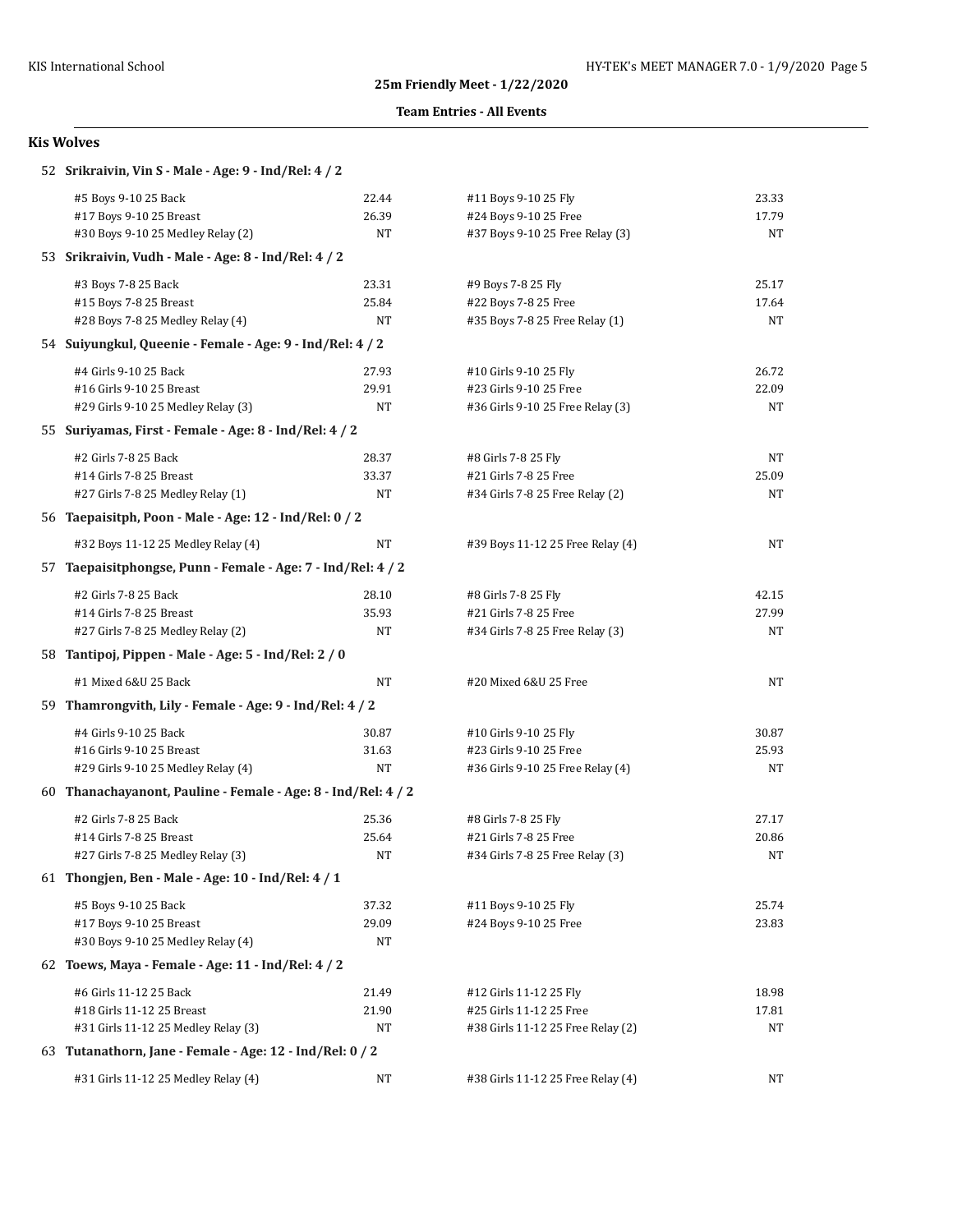**25m Friendly Meet - 1/22/2020**

**Team Entries - All Events**

### Kis Wolves

**52 Srikraivin, Vin S - Male - Age: 9 - Ind/Rel: 4 / 2**

| Event | Time | Event | Time |
|---|---|---|---|
| #5 Boys 9-10 25 Back | 22.44 | #11 Boys 9-10 25 Fly | 23.33 |
| #17 Boys 9-10 25 Breast | 26.39 | #24 Boys 9-10 25 Free | 17.79 |
| #30 Boys 9-10 25 Medley Relay (2) | NT | #37 Boys 9-10 25 Free Relay (3) | NT |

**53 Srikraivin, Vudh - Male - Age: 8 - Ind/Rel: 4 / 2**

| Event | Time | Event | Time |
|---|---|---|---|
| #3 Boys 7-8 25 Back | 23.31 | #9 Boys 7-8 25 Fly | 25.17 |
| #15 Boys 7-8 25 Breast | 25.84 | #22 Boys 7-8 25 Free | 17.64 |
| #28 Boys 7-8 25 Medley Relay (4) | NT | #35 Boys 7-8 25 Free Relay (1) | NT |

**54 Suiyungkul, Queenie - Female - Age: 9 - Ind/Rel: 4 / 2**

| Event | Time | Event | Time |
|---|---|---|---|
| #4 Girls 9-10 25 Back | 27.93 | #10 Girls 9-10 25 Fly | 26.72 |
| #16 Girls 9-10 25 Breast | 29.91 | #23 Girls 9-10 25 Free | 22.09 |
| #29 Girls 9-10 25 Medley Relay (3) | NT | #36 Girls 9-10 25 Free Relay (3) | NT |

**55 Suriyamas, First - Female - Age: 8 - Ind/Rel: 4 / 2**

| Event | Time | Event | Time |
|---|---|---|---|
| #2 Girls 7-8 25 Back | 28.37 | #8 Girls 7-8 25 Fly | NT |
| #14 Girls 7-8 25 Breast | 33.37 | #21 Girls 7-8 25 Free | 25.09 |
| #27 Girls 7-8 25 Medley Relay (1) | NT | #34 Girls 7-8 25 Free Relay (2) | NT |

**56 Taepaisitph, Poon - Male - Age: 12 - Ind/Rel: 0 / 2**

| Event | Time | Event | Time |
|---|---|---|---|
| #32 Boys 11-12 25 Medley Relay (4) | NT | #39 Boys 11-12 25 Free Relay (4) | NT |

**57 Taepaisitphongse, Punn - Female - Age: 7 - Ind/Rel: 4 / 2**

| Event | Time | Event | Time |
|---|---|---|---|
| #2 Girls 7-8 25 Back | 28.10 | #8 Girls 7-8 25 Fly | 42.15 |
| #14 Girls 7-8 25 Breast | 35.93 | #21 Girls 7-8 25 Free | 27.99 |
| #27 Girls 7-8 25 Medley Relay (2) | NT | #34 Girls 7-8 25 Free Relay (3) | NT |

**58 Tantipoj, Pippen - Male - Age: 5 - Ind/Rel: 2 / 0**

| Event | Time | Event | Time |
|---|---|---|---|
| #1 Mixed 6&U 25 Back | NT | #20 Mixed 6&U 25 Free | NT |

**59 Thamrongvith, Lily - Female - Age: 9 - Ind/Rel: 4 / 2**

| Event | Time | Event | Time |
|---|---|---|---|
| #4 Girls 9-10 25 Back | 30.87 | #10 Girls 9-10 25 Fly | 30.87 |
| #16 Girls 9-10 25 Breast | 31.63 | #23 Girls 9-10 25 Free | 25.93 |
| #29 Girls 9-10 25 Medley Relay (4) | NT | #36 Girls 9-10 25 Free Relay (4) | NT |

**60 Thanachayanont, Pauline - Female - Age: 8 - Ind/Rel: 4 / 2**

| Event | Time | Event | Time |
|---|---|---|---|
| #2 Girls 7-8 25 Back | 25.36 | #8 Girls 7-8 25 Fly | 27.17 |
| #14 Girls 7-8 25 Breast | 25.64 | #21 Girls 7-8 25 Free | 20.86 |
| #27 Girls 7-8 25 Medley Relay (3) | NT | #34 Girls 7-8 25 Free Relay (3) | NT |

**61 Thongjen, Ben - Male - Age: 10 - Ind/Rel: 4 / 1**

| Event | Time | Event | Time |
|---|---|---|---|
| #5 Boys 9-10 25 Back | 37.32 | #11 Boys 9-10 25 Fly | 25.74 |
| #17 Boys 9-10 25 Breast | 29.09 | #24 Boys 9-10 25 Free | 23.83 |
| #30 Boys 9-10 25 Medley Relay (4) | NT | | |

**62 Toews, Maya - Female - Age: 11 - Ind/Rel: 4 / 2**

| Event | Time | Event | Time |
|---|---|---|---|
| #6 Girls 11-12 25 Back | 21.49 | #12 Girls 11-12 25 Fly | 18.98 |
| #18 Girls 11-12 25 Breast | 21.90 | #25 Girls 11-12 25 Free | 17.81 |
| #31 Girls 11-12 25 Medley Relay (3) | NT | #38 Girls 11-12 25 Free Relay (2) | NT |

**63 Tutanathorn, Jane - Female - Age: 12 - Ind/Rel: 0 / 2**

| Event | Time | Event | Time |
|---|---|---|---|
| #31 Girls 11-12 25 Medley Relay (4) | NT | #38 Girls 11-12 25 Free Relay (4) | NT |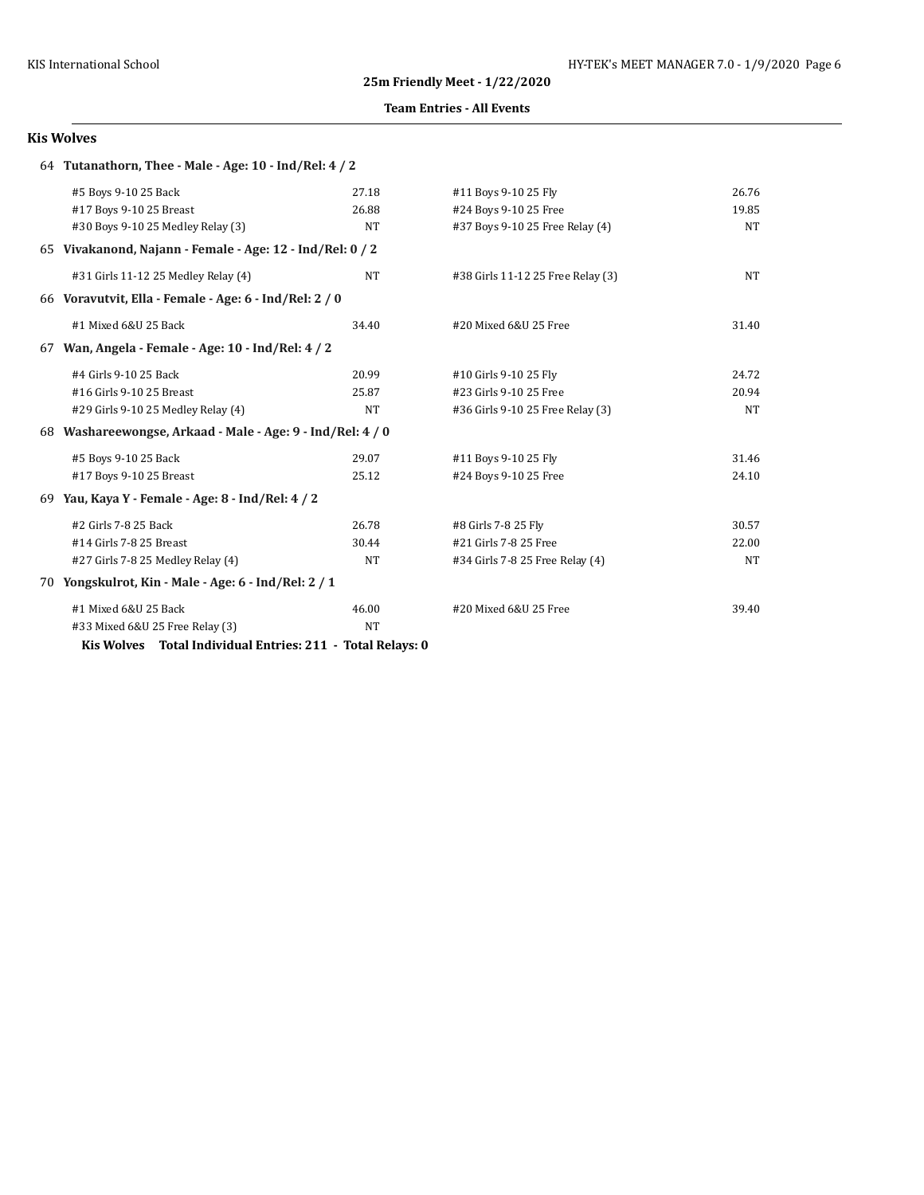## 25m Friendly Meet - 1/22/2020

### Team Entries - All Events

### Kis Wolves

**64 Tutanathorn, Thee - Male - Age: 10 - Ind/Rel: 4 / 2**

| | | | |
|---|---|---|---|
| #5 Boys 9-10 25 Back | 27.18 | #11 Boys 9-10 25 Fly | 26.76 |
| #17 Boys 9-10 25 Breast | 26.88 | #24 Boys 9-10 25 Free | 19.85 |
| #30 Boys 9-10 25 Medley Relay (3) | NT | #37 Boys 9-10 25 Free Relay (4) | NT |

**65 Vivakanond, Najann - Female - Age: 12 - Ind/Rel: 0 / 2**

| | | | |
|---|---|---|---|
| #31 Girls 11-12 25 Medley Relay (4) | NT | #38 Girls 11-12 25 Free Relay (3) | NT |

**66 Voravutvit, Ella - Female - Age: 6 - Ind/Rel: 2 / 0**

| | | | |
|---|---|---|---|
| #1 Mixed 6&U 25 Back | 34.40 | #20 Mixed 6&U 25 Free | 31.40 |

**67 Wan, Angela - Female - Age: 10 - Ind/Rel: 4 / 2**

| | | | |
|---|---|---|---|
| #4 Girls 9-10 25 Back | 20.99 | #10 Girls 9-10 25 Fly | 24.72 |
| #16 Girls 9-10 25 Breast | 25.87 | #23 Girls 9-10 25 Free | 20.94 |
| #29 Girls 9-10 25 Medley Relay (4) | NT | #36 Girls 9-10 25 Free Relay (3) | NT |

**68 Washareewongse, Arkaad - Male - Age: 9 - Ind/Rel: 4 / 0**

| | | | |
|---|---|---|---|
| #5 Boys 9-10 25 Back | 29.07 | #11 Boys 9-10 25 Fly | 31.46 |
| #17 Boys 9-10 25 Breast | 25.12 | #24 Boys 9-10 25 Free | 24.10 |

**69 Yau, Kaya Y - Female - Age: 8 - Ind/Rel: 4 / 2**

| | | | |
|---|---|---|---|
| #2 Girls 7-8 25 Back | 26.78 | #8 Girls 7-8 25 Fly | 30.57 |
| #14 Girls 7-8 25 Breast | 30.44 | #21 Girls 7-8 25 Free | 22.00 |
| #27 Girls 7-8 25 Medley Relay (4) | NT | #34 Girls 7-8 25 Free Relay (4) | NT |

**70 Yongskulrot, Kin - Male - Age: 6 - Ind/Rel: 2 / 1**

| | | | |
|---|---|---|---|
| #1 Mixed 6&U 25 Back | 46.00 | #20 Mixed 6&U 25 Free | 39.40 |
| #33 Mixed 6&U 25 Free Relay (3) | NT | | |

**Kis Wolves Total Individual Entries: 211 - Total Relays: 0**